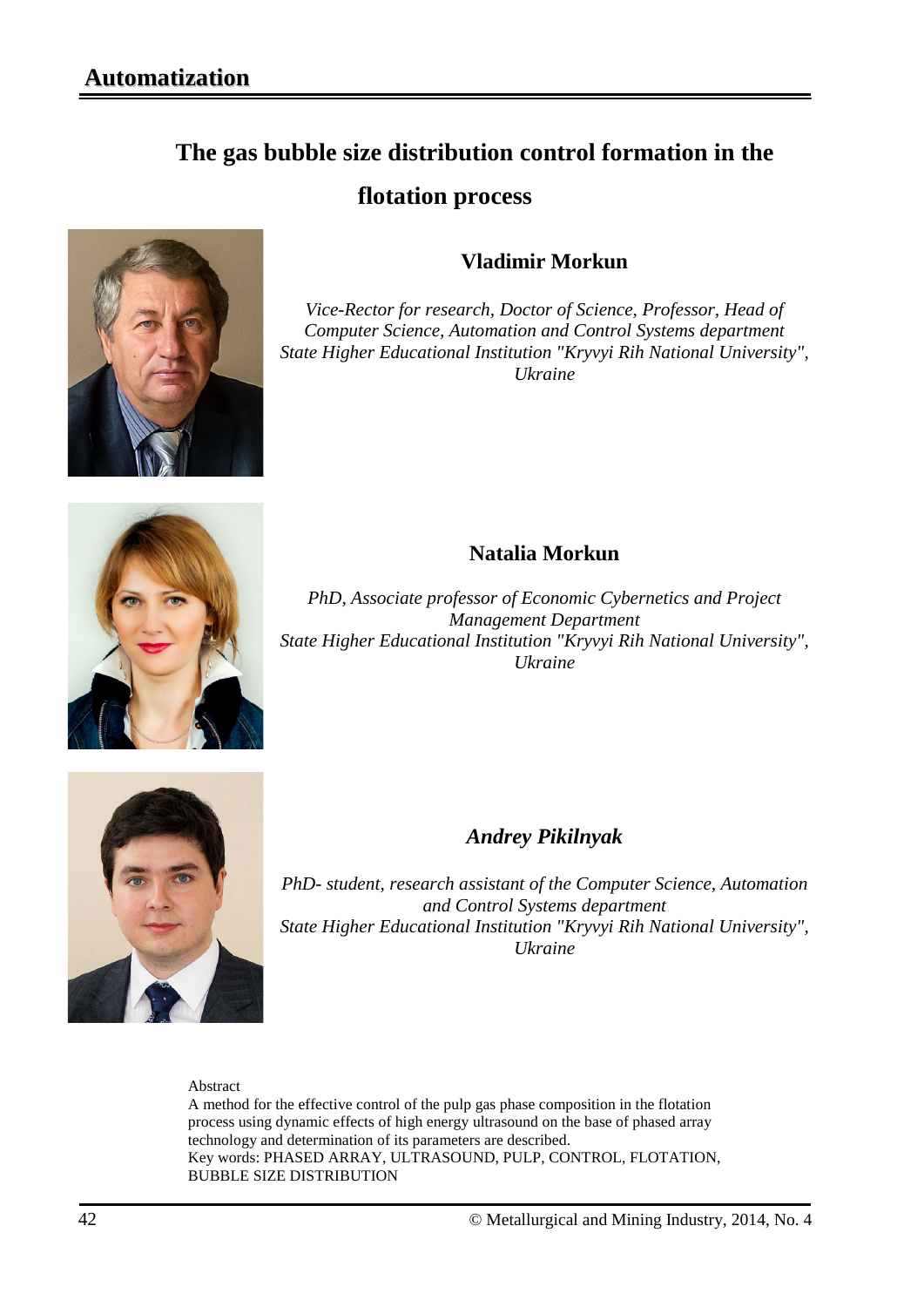**Automatization**

# The gas bubble size distribution control formation in the flotation process

**Vladimir Morkun**

*Vice-Rector for research, Doctor of Science, Professor, Head of Computer Science, Automation and Control Systems department*
*State Higher Educational Institution "Kryvyi Rih National University", Ukraine*

**Natalia Morkun**

*PhD, Associate professor of Economic Cybernetics and Project Management Department*
*State Higher Educational Institution "Kryvyi Rih National University", Ukraine*

***Andrey Pikilnyak***

*PhD- student, research assistant of the Computer Science, Automation and Control Systems department*
*State Higher Educational Institution "Kryvyi Rih National University", Ukraine*

Abstract

A method for the effective control of the pulp gas phase composition in the flotation process using dynamic effects of high energy ultrasound on the base of phased array technology and determination of its parameters are described.

Key words: PHASED ARRAY, ULTRASOUND, PULP, CONTROL, FLOTATION, BUBBLE SIZE DISTRIBUTION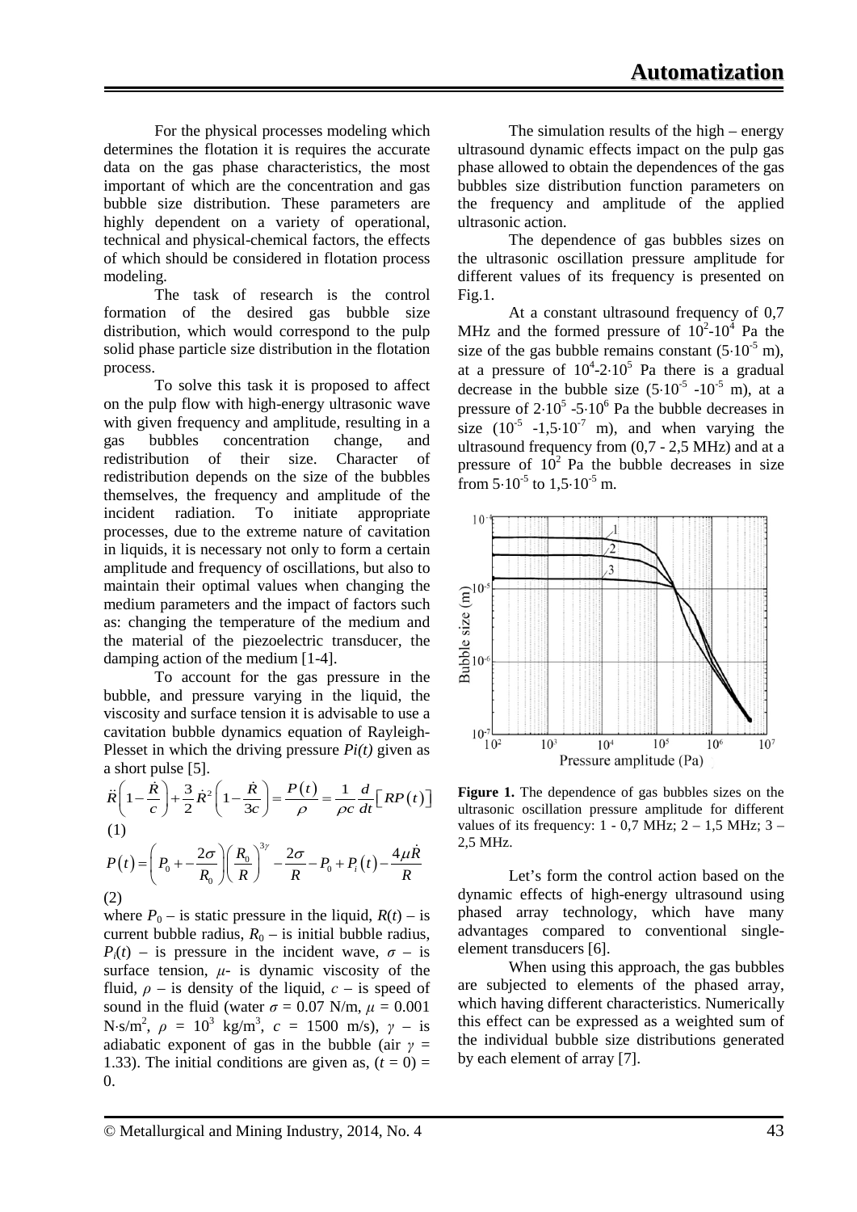For the physical processes modeling which determines the flotation it is requires the accurate data on the gas phase characteristics, the most important of which are the concentration and gas bubble size distribution. These parameters are highly dependent on a variety of operational, technical and physical-chemical factors, the effects of which should be considered in flotation process modeling.

The task of research is the control formation of the desired gas bubble size distribution, which would correspond to the pulp solid phase particle size distribution in the flotation process.

To solve this task it is proposed to affect on the pulp flow with high-energy ultrasonic wave with given frequency and amplitude, resulting in a gas bubbles concentration change, and redistribution of their size. Character of redistribution depends on the size of the bubbles themselves, the frequency and amplitude of the incident radiation. To initiate appropriate processes, due to the extreme nature of cavitation in liquids, it is necessary not only to form a certain amplitude and frequency of oscillations, but also to maintain their optimal values when changing the medium parameters and the impact of factors such as: changing the temperature of the medium and the material of the piezoelectric transducer, the damping action of the medium [1-4].

To account for the gas pressure in the bubble, and pressure varying in the liquid, the viscosity and surface tension it is advisable to use a cavitation bubble dynamics equation of Rayleigh-Plesset in which the driving pressure *Pi(t)* given as a short pulse [5].

$$\ddot{R}\left(1-\frac{\dot{R}}{c}\right)+\frac{3}{2}\dot{R}^2\left(1-\frac{\dot{R}}{3c}\right)=\frac{P(t)}{\rho}=\frac{1}{\rho c}\frac{d}{dt}\left[RP(t)\right] \quad (1)$$

$$P(t)=\left(P_0+-\frac{2\sigma}{R_0}\right)\left(\frac{R_0}{R}\right)^{3\gamma}-\frac{2\sigma}{R}-P_0+P_i(t)-\frac{4\mu\dot{R}}{R} \quad (2)$$

where $P_0$ – is static pressure in the liquid, $R(t)$ – is current bubble radius, $R_0$ – is initial bubble radius, $P_i(t)$ – is pressure in the incident wave, $\sigma$ – is surface tension, $\mu$- is dynamic viscosity of the fluid, $\rho$ – is density of the liquid, $c$ – is speed of sound in the fluid (water $\sigma$ = 0.07 N/m, $\mu$ = 0.001 N·s/m$^2$, $\rho$ = $10^3$ kg/m$^3$, $c$ = 1500 m/s), $\gamma$ – is adiabatic exponent of gas in the bubble (air $\gamma$ = 1.33). The initial conditions are given as, ($t$ = 0) = 0.

The simulation results of the high – energy ultrasound dynamic effects impact on the pulp gas phase allowed to obtain the dependences of the gas bubbles size distribution function parameters on the frequency and amplitude of the applied ultrasonic action.

The dependence of gas bubbles sizes on the ultrasonic oscillation pressure amplitude for different values of its frequency is presented on Fig.1.

At a constant ultrasound frequency of 0,7 MHz and the formed pressure of $10^2$-$10^4$ Pa the size of the gas bubble remains constant ($5\cdot10^{-5}$ m), at a pressure of $10^4$-$2\cdot10^5$ Pa there is a gradual decrease in the bubble size ($5\cdot10^{-5}$ -$10^{-5}$ m), at a pressure of $2\cdot10^5$ -$5\cdot10^6$ Pa the bubble decreases in size ($10^{-5}$ -$1{,}5\cdot10^{-7}$ m), and when varying the ultrasound frequency from (0,7 - 2,5 MHz) and at a pressure of $10^2$ Pa the bubble decreases in size from $5\cdot10^{-5}$ to $1{,}5\cdot10^{-5}$ m.

**Figure 1.** The dependence of gas bubbles sizes on the ultrasonic oscillation pressure amplitude for different values of its frequency: 1 - 0,7 MHz; 2 – 1,5 MHz; 3 – 2,5 MHz.

Let's form the control action based on the dynamic effects of high-energy ultrasound using phased array technology, which have many advantages compared to conventional single-element transducers [6].

When using this approach, the gas bubbles are subjected to elements of the phased array, which having different characteristics. Numerically this effect can be expressed as a weighted sum of the individual bubble size distributions generated by each element of array [7].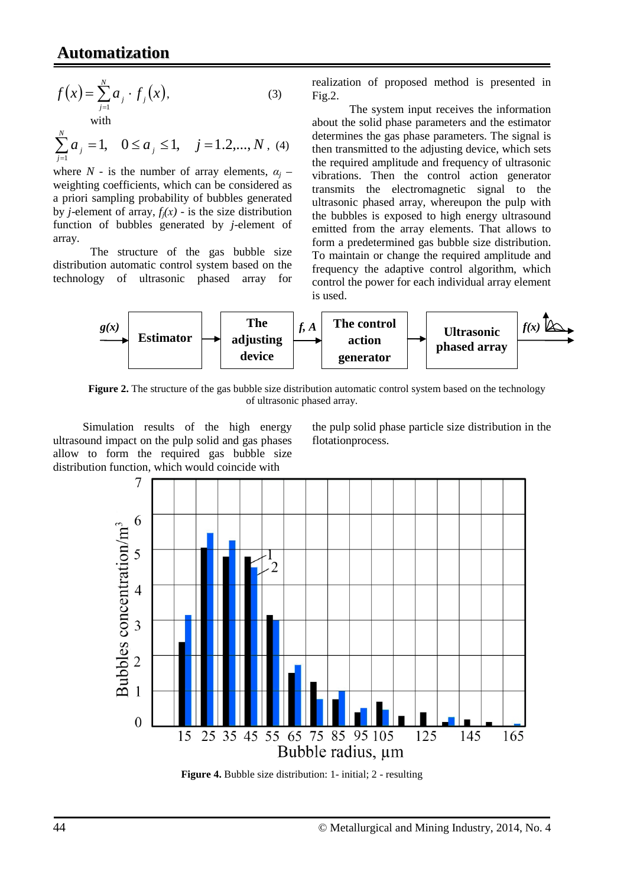$$f(x) = \sum_{j=1}^{N} a_j \cdot f_j(x), \tag{3}$$

with

$$\sum_{j=1}^{N} a_j = 1, \quad 0 \le a_j \le 1, \quad j = 1.2, ..., N, \tag{4}$$

where $N$ - is the number of array elements, $\alpha_j$ – weighting coefficients, which can be considered as a priori sampling probability of bubbles generated by $j$-element of array, $f_j(x)$ - is the size distribution function of bubbles generated by $j$-element of array.

The structure of the gas bubble size distribution automatic control system based on the technology of ultrasonic phased array for realization of proposed method is presented in Fig.2.

The system input receives the information about the solid phase parameters and the estimator determines the gas phase parameters. The signal is then transmitted to the adjusting device, which sets the required amplitude and frequency of ultrasonic vibrations. Then the control action generator transmits the electromagnetic signal to the ultrasonic phased array, whereupon the pulp with the bubbles is exposed to high energy ultrasound emitted from the array elements. That allows to form a predetermined gas bubble size distribution. To maintain or change the required amplitude and frequency the adaptive control algorithm, which control the power for each individual array element is used.

**Figure 2.** The structure of the gas bubble size distribution automatic control system based on the technology of ultrasonic phased array.

Simulation results of the high energy ultrasound impact on the pulp solid and gas phases allow to form the required gas bubble size distribution function, which would coincide with the pulp solid phase particle size distribution in the flotationprocess.

**Figure 4.** Bubble size distribution: 1- initial; 2 - resulting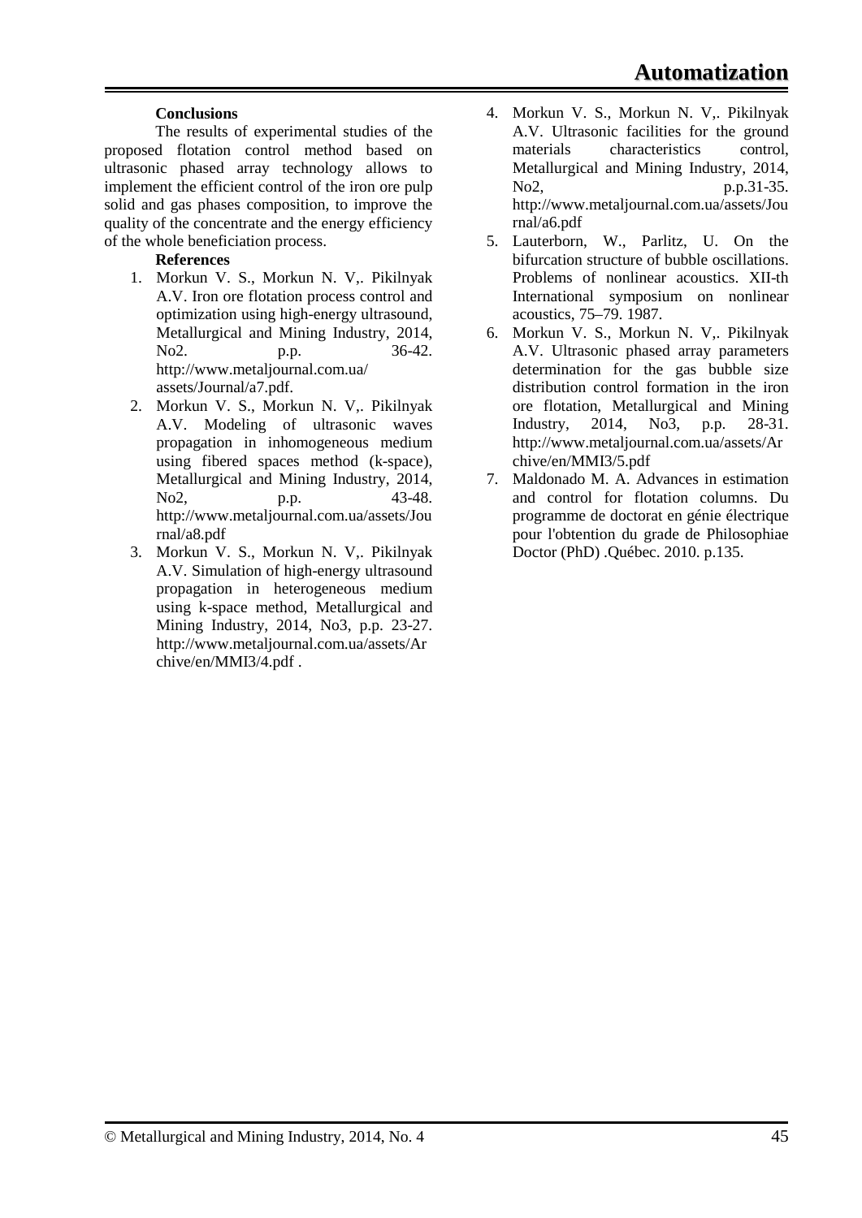**Conclusions**

The results of experimental studies of the proposed flotation control method based on ultrasonic phased array technology allows to implement the efficient control of the iron ore pulp solid and gas phases composition, to improve the quality of the concentrate and the energy efficiency of the whole beneficiation process.

**References**

1. Morkun V. S., Morkun N. V,. Pikilnyak A.V. Iron ore flotation process control and optimization using high-energy ultrasound, Metallurgical and Mining Industry, 2014, No2. p.p. 36-42. http://www.metaljournal.com.ua/ assets/Journal/a7.pdf.
2. Morkun V. S., Morkun N. V,. Pikilnyak A.V. Modeling of ultrasonic waves propagation in inhomogeneous medium using fibered spaces method (k-space), Metallurgical and Mining Industry, 2014, No2, p.p. 43-48. http://www.metaljournal.com.ua/assets/Journal/a8.pdf
3. Morkun V. S., Morkun N. V,. Pikilnyak A.V. Simulation of high-energy ultrasound propagation in heterogeneous medium using k-space method, Metallurgical and Mining Industry, 2014, No3, p.p. 23-27. http://www.metaljournal.com.ua/assets/Archive/en/MMI3/4.pdf .
4. Morkun V. S., Morkun N. V,. Pikilnyak A.V. Ultrasonic facilities for the ground materials characteristics control, Metallurgical and Mining Industry, 2014, No2, p.p.31-35. http://www.metaljournal.com.ua/assets/Journal/a6.pdf
5. Lauterborn, W., Parlitz, U. On the bifurcation structure of bubble oscillations. Problems of nonlinear acoustics. XII-th International symposium on nonlinear acoustics, 75–79. 1987.
6. Morkun V. S., Morkun N. V,. Pikilnyak A.V. Ultrasonic phased array parameters determination for the gas bubble size distribution control formation in the iron ore flotation, Metallurgical and Mining Industry, 2014, No3, p.p. 28-31. http://www.metaljournal.com.ua/assets/Archive/en/MMI3/5.pdf
7. Maldonado M. A. Advances in estimation and control for flotation columns. Du programme de doctorat en génie électrique pour l'obtention du grade de Philosophiae Doctor (PhD) .Québec. 2010. p.135.